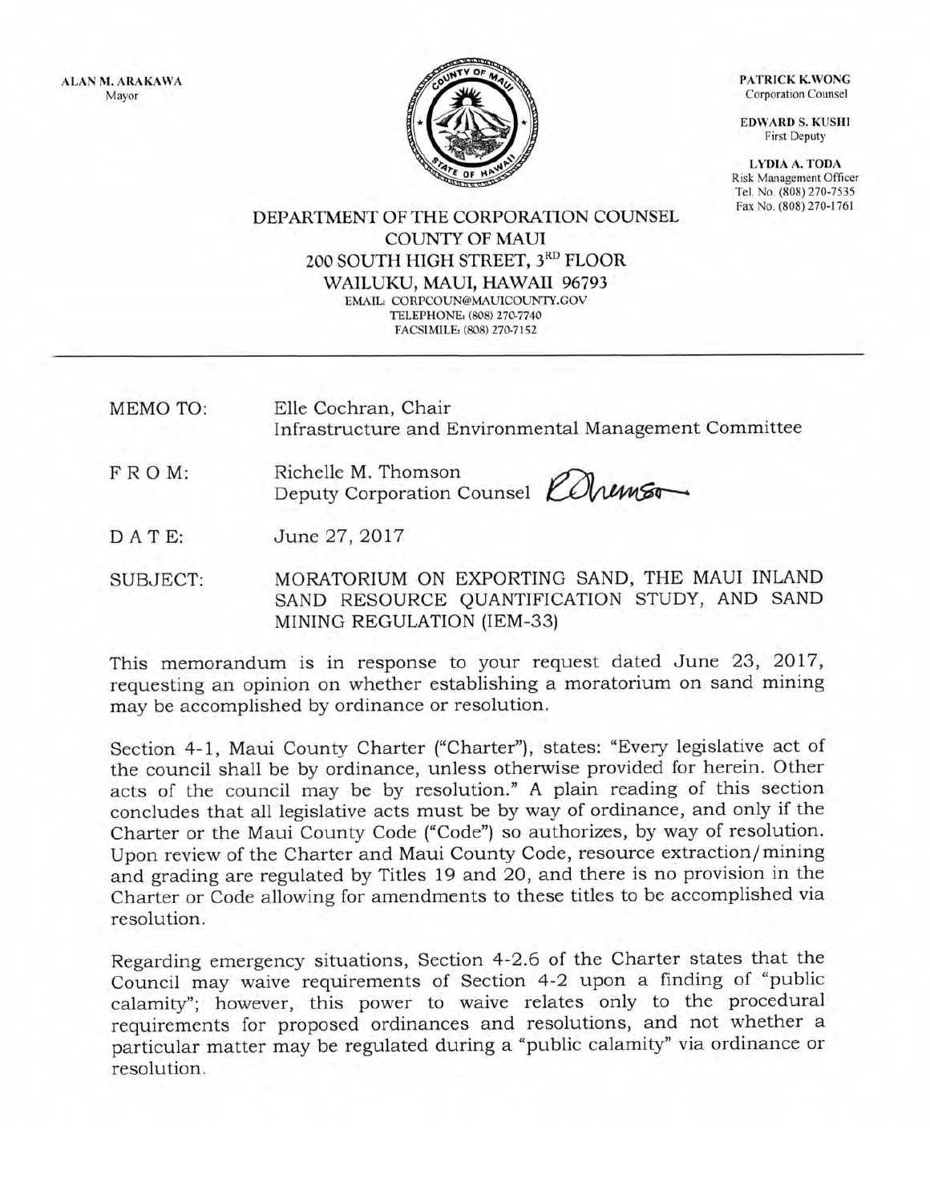ALAN M. ARAKAWA
Mayor

PATRICK K.WONG
Corporation Counsel

EDWARD S. KUSHI
First Deputy

LYDIA A. TODA
Risk Management Officer
Tel. No. (808) 270-7535
Fax No. (808) 270-1761

DEPARTMENT OF THE CORPORATION COUNSEL
COUNTY OF MAUI
200 SOUTH HIGH STREET, 3RD FLOOR
WAILUKU, MAUI, HAWAII 96793
EMAIL: CORPCOUN@MAUICOUNTY.GOV
TELEPHONE: (808) 270-7740
FACSIMILE: (808) 270-7152

---

MEMO TO: Elle Cochran, Chair
Infrastructure and Environmental Management Committee

F R O M: Richelle M. Thomson
Deputy Corporation Counsel

D A T E: June 27, 2017

SUBJECT: MORATORIUM ON EXPORTING SAND, THE MAUI INLAND SAND RESOURCE QUANTIFICATION STUDY, AND SAND MINING REGULATION (IEM-33)

This memorandum is in response to your request dated June 23, 2017, requesting an opinion on whether establishing a moratorium on sand mining may be accomplished by ordinance or resolution.

Section 4-1, Maui County Charter ("Charter"), states: "Every legislative act of the council shall be by ordinance, unless otherwise provided for herein. Other acts of the council may be by resolution." A plain reading of this section concludes that all legislative acts must be by way of ordinance, and only if the Charter or the Maui County Code ("Code") so authorizes, by way of resolution. Upon review of the Charter and Maui County Code, resource extraction/mining and grading are regulated by Titles 19 and 20, and there is no provision in the Charter or Code allowing for amendments to these titles to be accomplished via resolution.

Regarding emergency situations, Section 4-2.6 of the Charter states that the Council may waive requirements of Section 4-2 upon a finding of "public calamity"; however, this power to waive relates only to the procedural requirements for proposed ordinances and resolutions, and not whether a particular matter may be regulated during a "public calamity" via ordinance or resolution.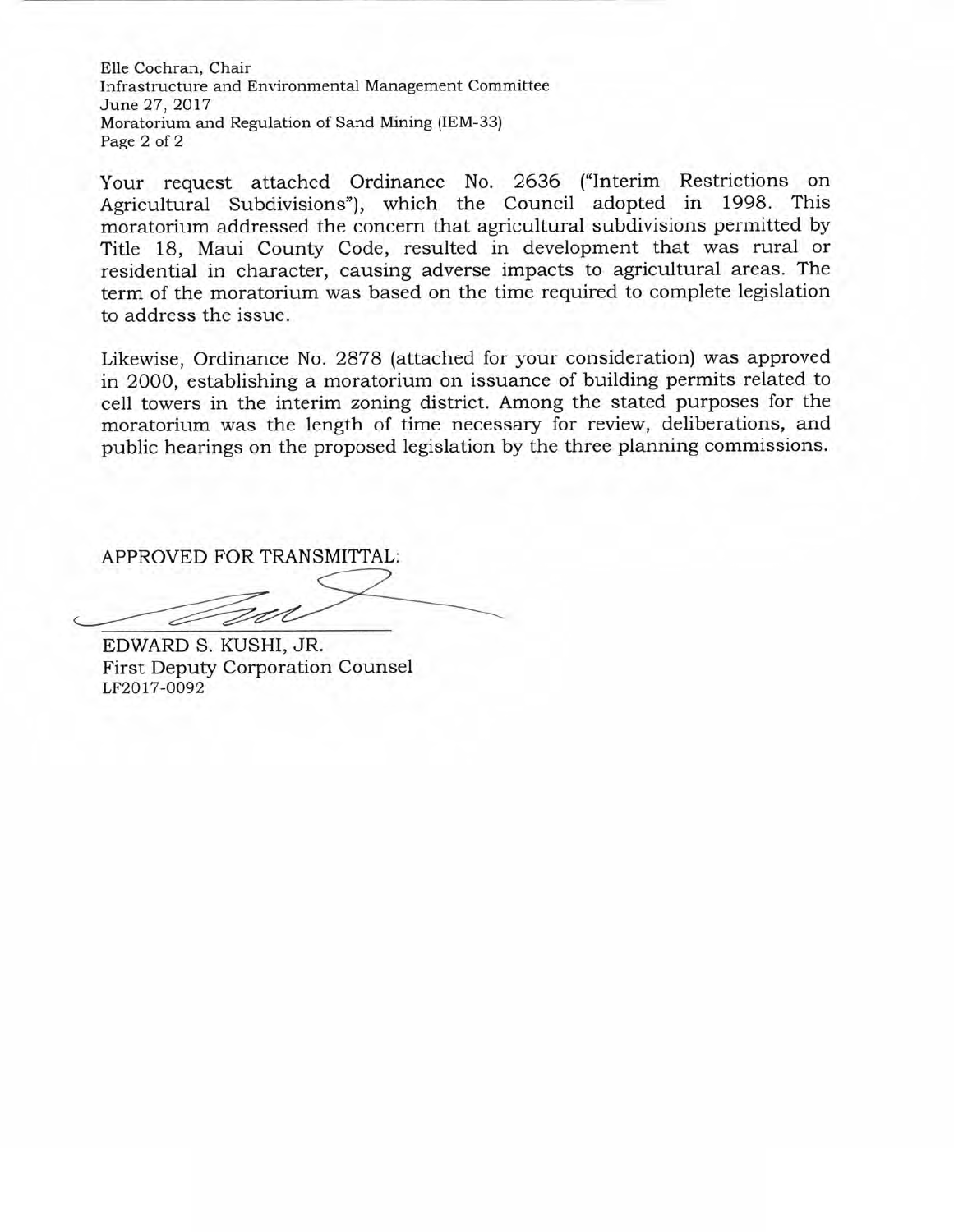Your request attached Ordinance No. 2636 ("Interim Restrictions on Agricultural Subdivisions"), which the Council adopted in 1998. This moratorium addressed the concern that agricultural subdivisions permitted by Title 18, Maui County Code, resulted in development that was rural or residential in character, causing adverse impacts to agricultural areas. The term of the moratorium was based on the time required to complete legislation to address the issue.

Likewise, Ordinance No. 2878 (attached for your consideration) was approved in 2000, establishing a moratorium on issuance of building permits related to cell towers in the interim zoning district. Among the stated purposes for the moratorium was the length of time necessary for review, deliberations, and public hearings on the proposed legislation by the three planning commissions.

APPROVED FOR TRANSMITTAL:

EDWARD S. KUSHI, JR.
First Deputy Corporation Counsel
LF2017-0092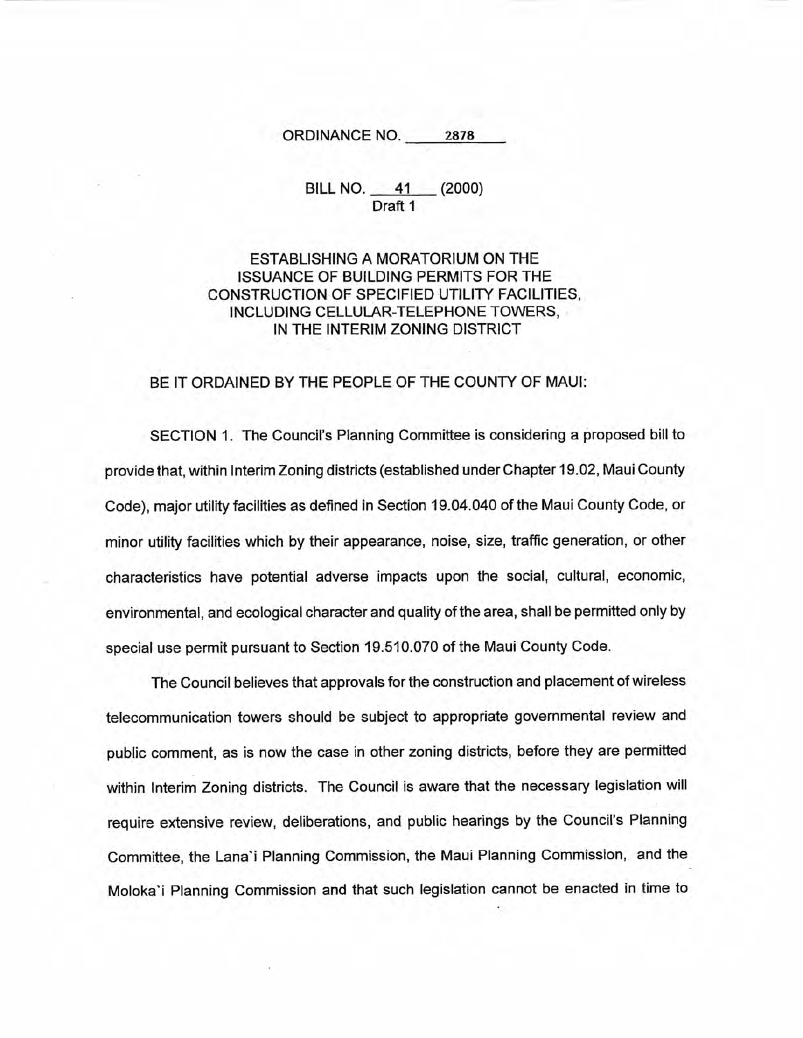ORDINANCE NO. 2878

BILL NO. 41 (2000)
Draft 1

# ESTABLISHING A MORATORIUM ON THE ISSUANCE OF BUILDING PERMITS FOR THE CONSTRUCTION OF SPECIFIED UTILITY FACILITIES, INCLUDING CELLULAR-TELEPHONE TOWERS, IN THE INTERIM ZONING DISTRICT

BE IT ORDAINED BY THE PEOPLE OF THE COUNTY OF MAUI:

SECTION 1. The Council's Planning Committee is considering a proposed bill to provide that, within Interim Zoning districts (established under Chapter 19.02, Maui County Code), major utility facilities as defined in Section 19.04.040 of the Maui County Code, or minor utility facilities which by their appearance, noise, size, traffic generation, or other characteristics have potential adverse impacts upon the social, cultural, economic, environmental, and ecological character and quality of the area, shall be permitted only by special use permit pursuant to Section 19.510.070 of the Maui County Code.

The Council believes that approvals for the construction and placement of wireless telecommunication towers should be subject to appropriate governmental review and public comment, as is now the case in other zoning districts, before they are permitted within Interim Zoning districts. The Council is aware that the necessary legislation will require extensive review, deliberations, and public hearings by the Council's Planning Committee, the Lana'i Planning Commission, the Maui Planning Commission, and the Moloka'i Planning Commission and that such legislation cannot be enacted in time to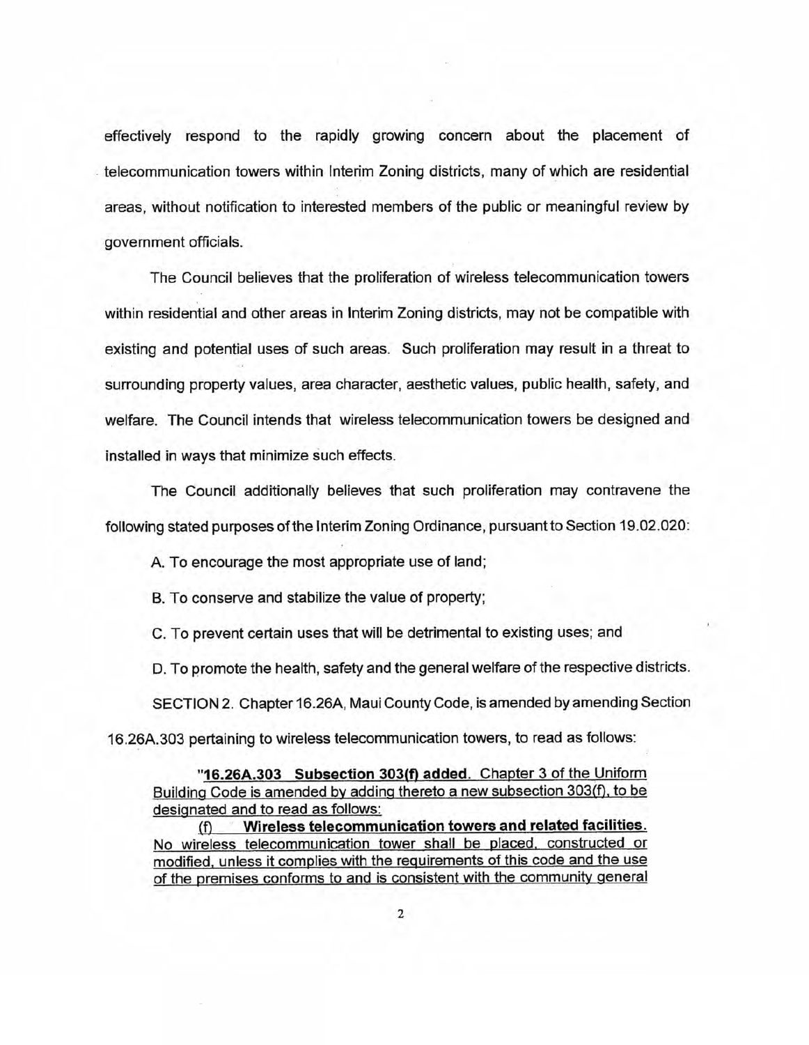effectively respond to the rapidly growing concern about the placement of telecommunication towers within Interim Zoning districts, many of which are residential areas, without notification to interested members of the public or meaningful review by government officials.

The Council believes that the proliferation of wireless telecommunication towers within residential and other areas in Interim Zoning districts, may not be compatible with existing and potential uses of such areas. Such proliferation may result in a threat to surrounding property values, area character, aesthetic values, public health, safety, and welfare. The Council intends that wireless telecommunication towers be designed and installed in ways that minimize such effects.

The Council additionally believes that such proliferation may contravene the following stated purposes of the Interim Zoning Ordinance, pursuant to Section 19.02.020:

A. To encourage the most appropriate use of land;

B. To conserve and stabilize the value of property;

C. To prevent certain uses that will be detrimental to existing uses; and

D. To promote the health, safety and the general welfare of the respective districts.

SECTION 2. Chapter 16.26A, Maui County Code, is amended by amending Section 16.26A.303 pertaining to wireless telecommunication towers, to read as follows:

"**16.26A.303 Subsection 303(f) added**. Chapter 3 of the Uniform Building Code is amended by adding thereto a new subsection 303(f), to be designated and to read as follows:

(f) **Wireless telecommunication towers and related facilities.** No wireless telecommunication tower shall be placed, constructed or modified, unless it complies with the requirements of this code and the use of the premises conforms to and is consistent with the community general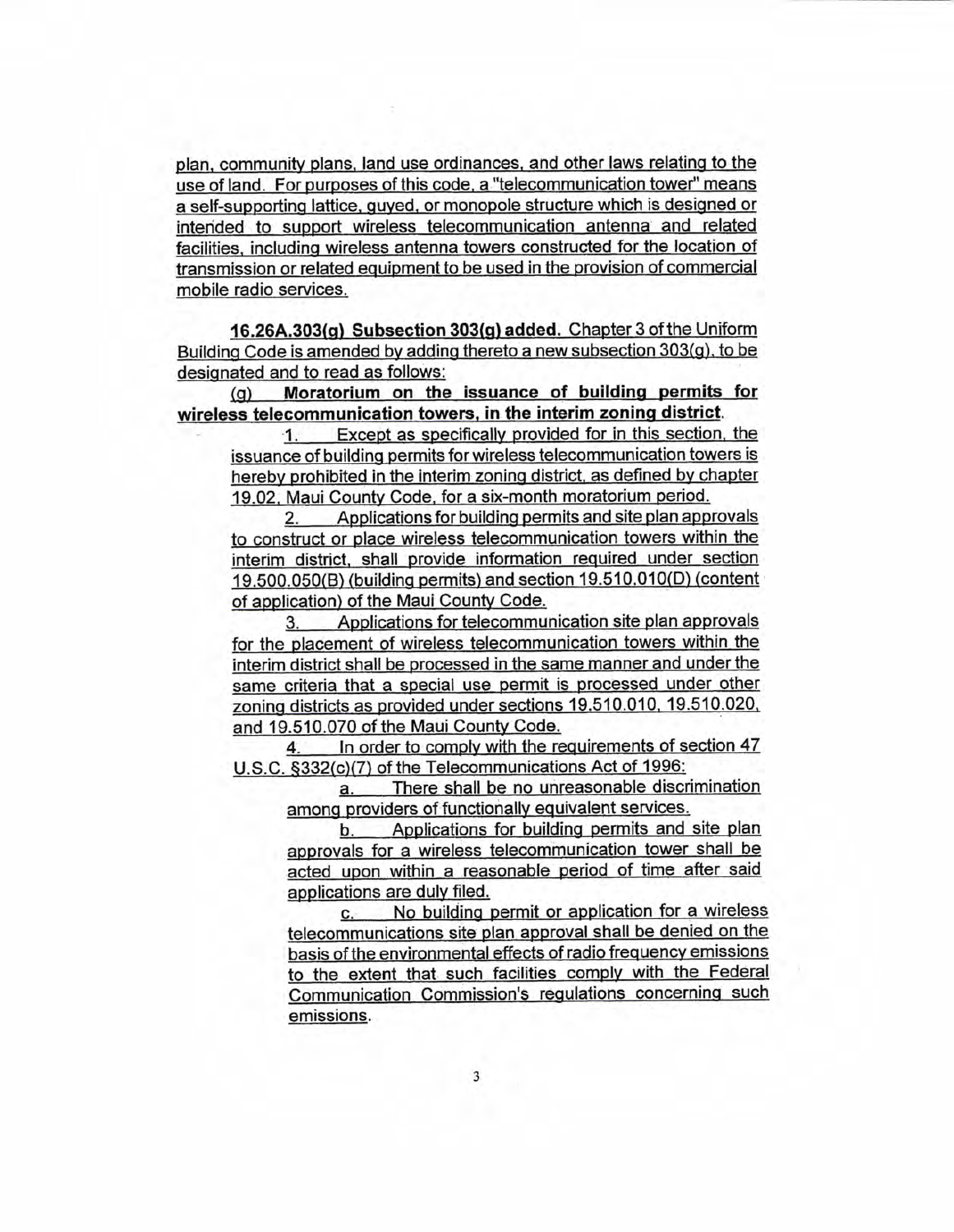plan, community plans, land use ordinances, and other laws relating to the use of land. For purposes of this code, a "telecommunication tower" means a self-supporting lattice, guyed, or monopole structure which is designed or intended to support wireless telecommunication antenna and related facilities, including wireless antenna towers constructed for the location of transmission or related equipment to be used in the provision of commercial mobile radio services.

**16.26A.303(g) Subsection 303(g) added.** Chapter 3 of the Uniform Building Code is amended by adding thereto a new subsection 303(g), to be designated and to read as follows:

(g) **Moratorium on the issuance of building permits for wireless telecommunication towers, in the interim zoning district.**

1. Except as specifically provided for in this section, the issuance of building permits for wireless telecommunication towers is hereby prohibited in the interim zoning district, as defined by chapter 19.02, Maui County Code, for a six-month moratorium period.
2. Applications for building permits and site plan approvals to construct or place wireless telecommunication towers within the interim district, shall provide information required under section 19.500.050(B) (building permits) and section 19.510.010(D) (content of application) of the Maui County Code.
3. Applications for telecommunication site plan approvals for the placement of wireless telecommunication towers within the interim district shall be processed in the same manner and under the same criteria that a special use permit is processed under other zoning districts as provided under sections 19.510.010, 19.510.020, and 19.510.070 of the Maui County Code.
4. In order to comply with the requirements of section 47 U.S.C. §332(c)(7) of the Telecommunications Act of 1996:
   a. There shall be no unreasonable discrimination among providers of functionally equivalent services.
   b. Applications for building permits and site plan approvals for a wireless telecommunication tower shall be acted upon within a reasonable period of time after said applications are duly filed.
   c. No building permit or application for a wireless telecommunications site plan approval shall be denied on the basis of the environmental effects of radio frequency emissions to the extent that such facilities comply with the Federal Communication Commission's regulations concerning such emissions.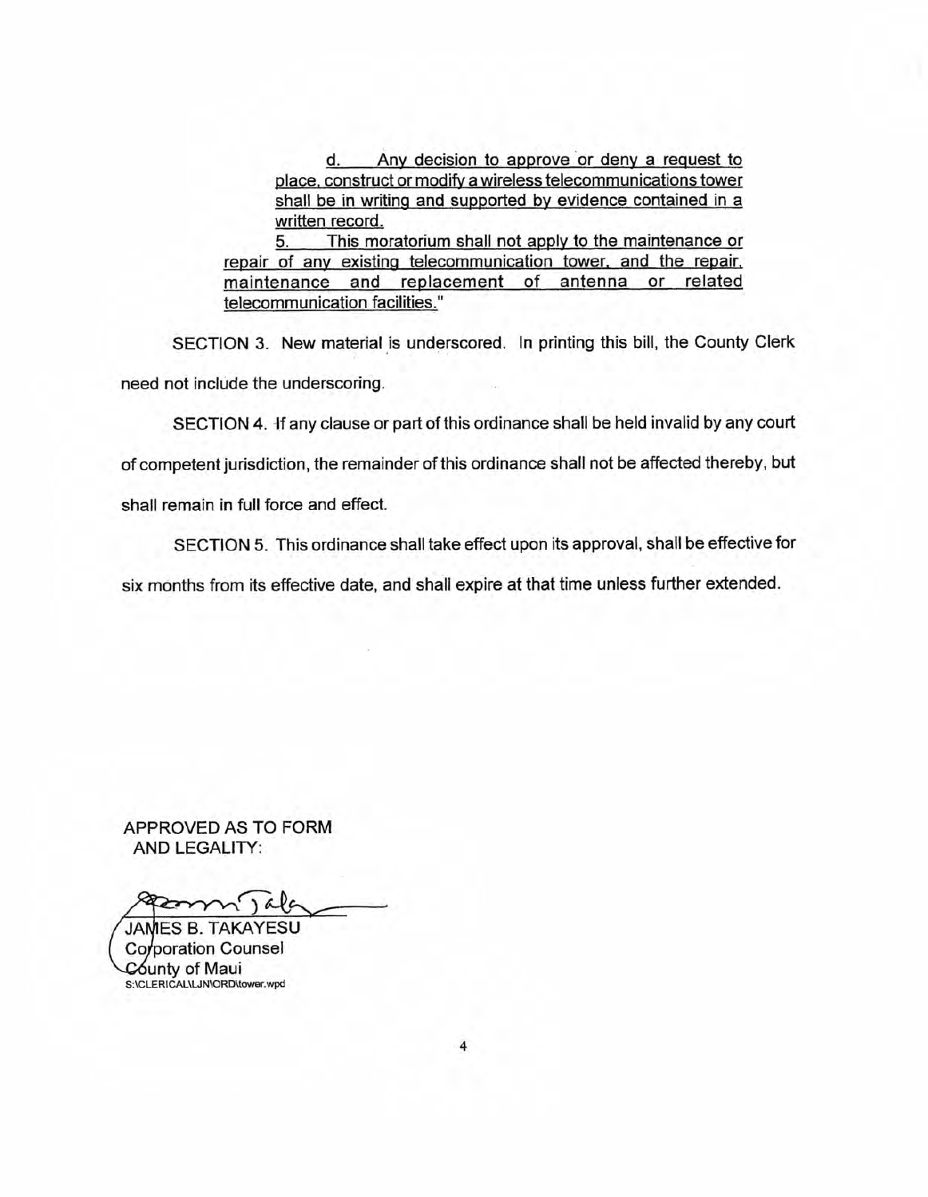d. Any decision to approve or deny a request to place, construct or modify a wireless telecommunications tower shall be in writing and supported by evidence contained in a written record.

5. This moratorium shall not apply to the maintenance or repair of any existing telecommunication tower, and the repair, maintenance and replacement of antenna or related telecommunication facilities."

SECTION 3. New material is underscored. In printing this bill, the County Clerk need not include the underscoring.

SECTION 4. If any clause or part of this ordinance shall be held invalid by any court of competent jurisdiction, the remainder of this ordinance shall not be affected thereby, but shall remain in full force and effect.

SECTION 5. This ordinance shall take effect upon its approval, shall be effective for six months from its effective date, and shall expire at that time unless further extended.

APPROVED AS TO FORM
AND LEGALITY:

JAMES B. TAKAYESU
Corporation Counsel
County of Maui
S:\CLERICAL\LJN\ORD\tower.wpd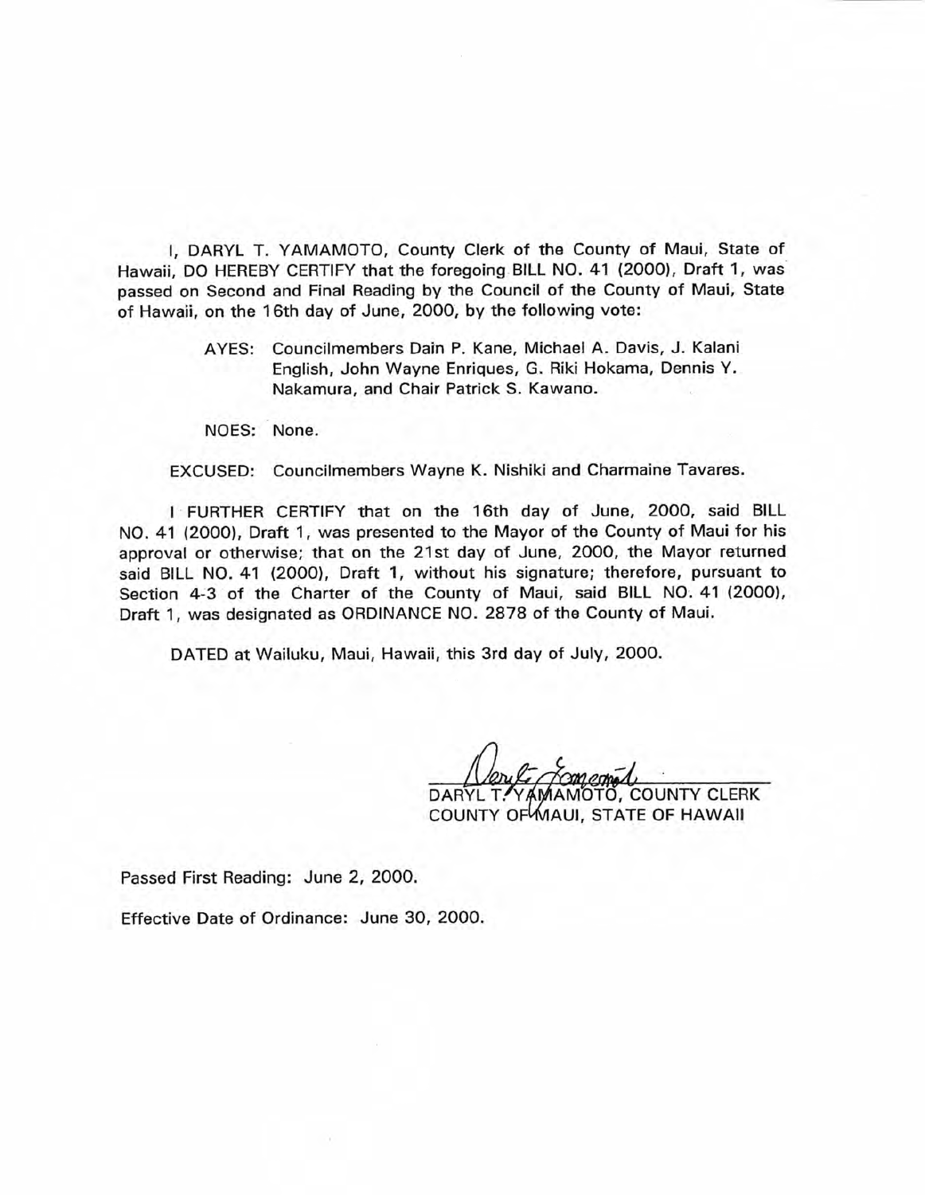I, DARYL T. YAMAMOTO, County Clerk of the County of Maui, State of Hawaii, DO HEREBY CERTIFY that the foregoing BILL NO. 41 (2000), Draft 1, was passed on Second and Final Reading by the Council of the County of Maui, State of Hawaii, on the 16th day of June, 2000, by the following vote:

AYES: Councilmembers Dain P. Kane, Michael A. Davis, J. Kalani English, John Wayne Enriques, G. Riki Hokama, Dennis Y. Nakamura, and Chair Patrick S. Kawano.

NOES: None.

EXCUSED: Councilmembers Wayne K. Nishiki and Charmaine Tavares.

I FURTHER CERTIFY that on the 16th day of June, 2000, said BILL NO. 41 (2000), Draft 1, was presented to the Mayor of the County of Maui for his approval or otherwise; that on the 21st day of June, 2000, the Mayor returned said BILL NO. 41 (2000), Draft 1, without his signature; therefore, pursuant to Section 4-3 of the Charter of the County of Maui, said BILL NO. 41 (2000), Draft 1, was designated as ORDINANCE NO. 2878 of the County of Maui.

DATED at Wailuku, Maui, Hawaii, this 3rd day of July, 2000.

DARYL T. YAMAMOTO, COUNTY CLERK
COUNTY OF MAUI, STATE OF HAWAII

Passed First Reading: June 2, 2000.

Effective Date of Ordinance: June 30, 2000.